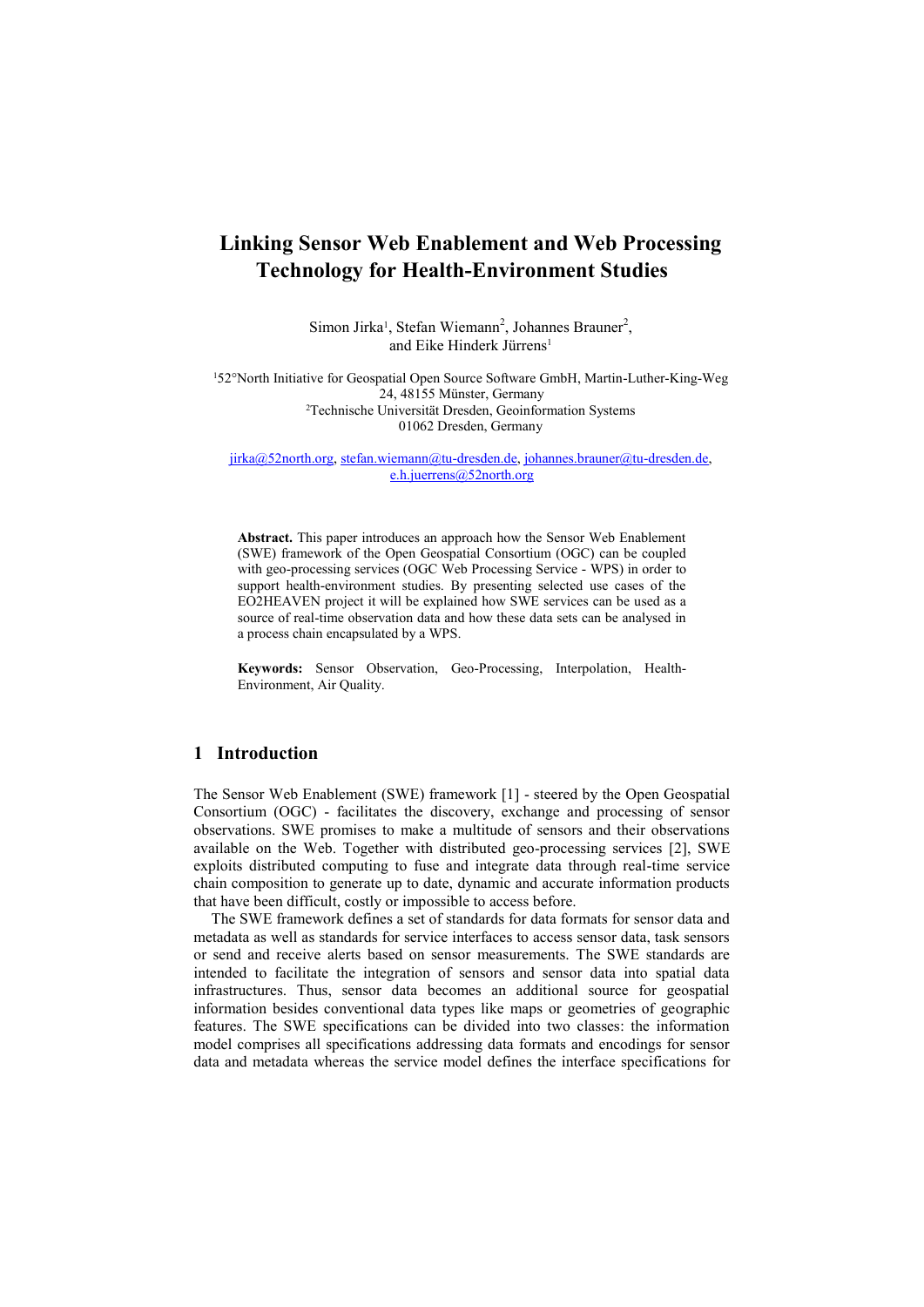# Linking Sensor Web Enablement and Web Processing Technology for Health-Environment Studies

Simon Jirka[1], Stefan Wiemann[2], Johannes Brauner[2], and Eike Hinderk Jürrens[1]

[1]52°North Initiative for Geospatial Open Source Software GmbH, Martin-Luther-King-Weg 24, 48155 Münster, Germany
[2]Technische Universität Dresden, Geoinformation Systems 01062 Dresden, Germany

jirka@52north.org, stefan.wiemann@tu-dresden.de, johannes.brauner@tu-dresden.de, e.h.juerrens@52north.org

**Abstract.** This paper introduces an approach how the Sensor Web Enablement (SWE) framework of the Open Geospatial Consortium (OGC) can be coupled with geo-processing services (OGC Web Processing Service - WPS) in order to support health-environment studies. By presenting selected use cases of the EO2HEAVEN project it will be explained how SWE services can be used as a source of real-time observation data and how these data sets can be analysed in a process chain encapsulated by a WPS.

**Keywords:** Sensor Observation, Geo-Processing, Interpolation, Health-Environment, Air Quality.

## 1 Introduction

The Sensor Web Enablement (SWE) framework [1] - steered by the Open Geospatial Consortium (OGC) - facilitates the discovery, exchange and processing of sensor observations. SWE promises to make a multitude of sensors and their observations available on the Web. Together with distributed geo-processing services [2], SWE exploits distributed computing to fuse and integrate data through real-time service chain composition to generate up to date, dynamic and accurate information products that have been difficult, costly or impossible to access before.

The SWE framework defines a set of standards for data formats for sensor data and metadata as well as standards for service interfaces to access sensor data, task sensors or send and receive alerts based on sensor measurements. The SWE standards are intended to facilitate the integration of sensors and sensor data into spatial data infrastructures. Thus, sensor data becomes an additional source for geospatial information besides conventional data types like maps or geometries of geographic features. The SWE specifications can be divided into two classes: the information model comprises all specifications addressing data formats and encodings for sensor data and metadata whereas the service model defines the interface specifications for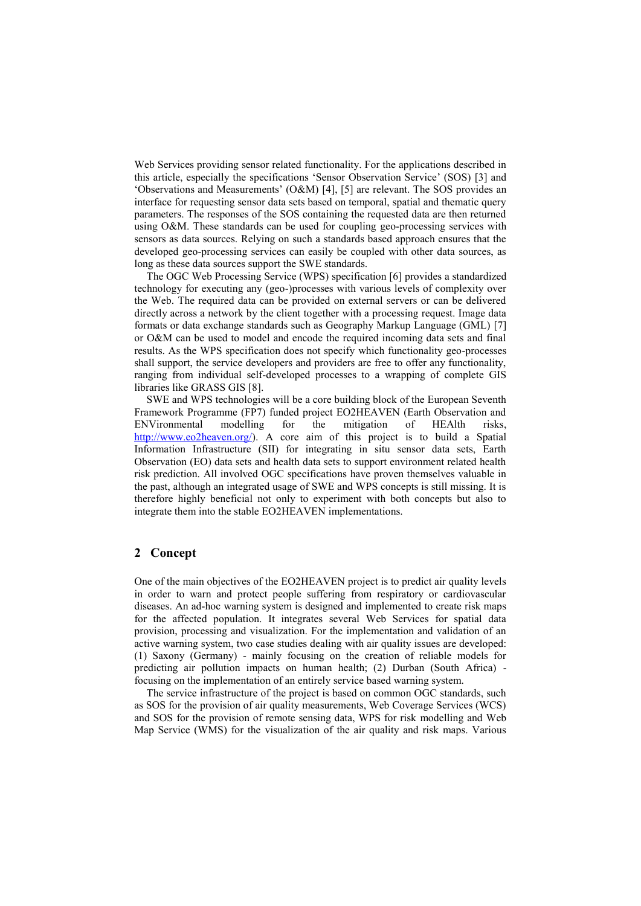Web Services providing sensor related functionality. For the applications described in this article, especially the specifications 'Sensor Observation Service' (SOS) [3] and 'Observations and Measurements' (O&M) [4], [5] are relevant. The SOS provides an interface for requesting sensor data sets based on temporal, spatial and thematic query parameters. The responses of the SOS containing the requested data are then returned using O&M. These standards can be used for coupling geo-processing services with sensors as data sources. Relying on such a standards based approach ensures that the developed geo-processing services can easily be coupled with other data sources, as long as these data sources support the SWE standards.

The OGC Web Processing Service (WPS) specification [6] provides a standardized technology for executing any (geo-)processes with various levels of complexity over the Web. The required data can be provided on external servers or can be delivered directly across a network by the client together with a processing request. Image data formats or data exchange standards such as Geography Markup Language (GML) [7] or O&M can be used to model and encode the required incoming data sets and final results. As the WPS specification does not specify which functionality geo-processes shall support, the service developers and providers are free to offer any functionality, ranging from individual self-developed processes to a wrapping of complete GIS libraries like GRASS GIS [8].

SWE and WPS technologies will be a core building block of the European Seventh Framework Programme (FP7) funded project EO2HEAVEN (Earth Observation and ENVironmental modelling for the mitigation of HEAlth risks, http://www.eo2heaven.org/). A core aim of this project is to build a Spatial Information Infrastructure (SII) for integrating in situ sensor data sets, Earth Observation (EO) data sets and health data sets to support environment related health risk prediction. All involved OGC specifications have proven themselves valuable in the past, although an integrated usage of SWE and WPS concepts is still missing. It is therefore highly beneficial not only to experiment with both concepts but also to integrate them into the stable EO2HEAVEN implementations.

## 2 Concept

One of the main objectives of the EO2HEAVEN project is to predict air quality levels in order to warn and protect people suffering from respiratory or cardiovascular diseases. An ad-hoc warning system is designed and implemented to create risk maps for the affected population. It integrates several Web Services for spatial data provision, processing and visualization. For the implementation and validation of an active warning system, two case studies dealing with air quality issues are developed: (1) Saxony (Germany) - mainly focusing on the creation of reliable models for predicting air pollution impacts on human health; (2) Durban (South Africa) - focusing on the implementation of an entirely service based warning system.

The service infrastructure of the project is based on common OGC standards, such as SOS for the provision of air quality measurements, Web Coverage Services (WCS) and SOS for the provision of remote sensing data, WPS for risk modelling and Web Map Service (WMS) for the visualization of the air quality and risk maps. Various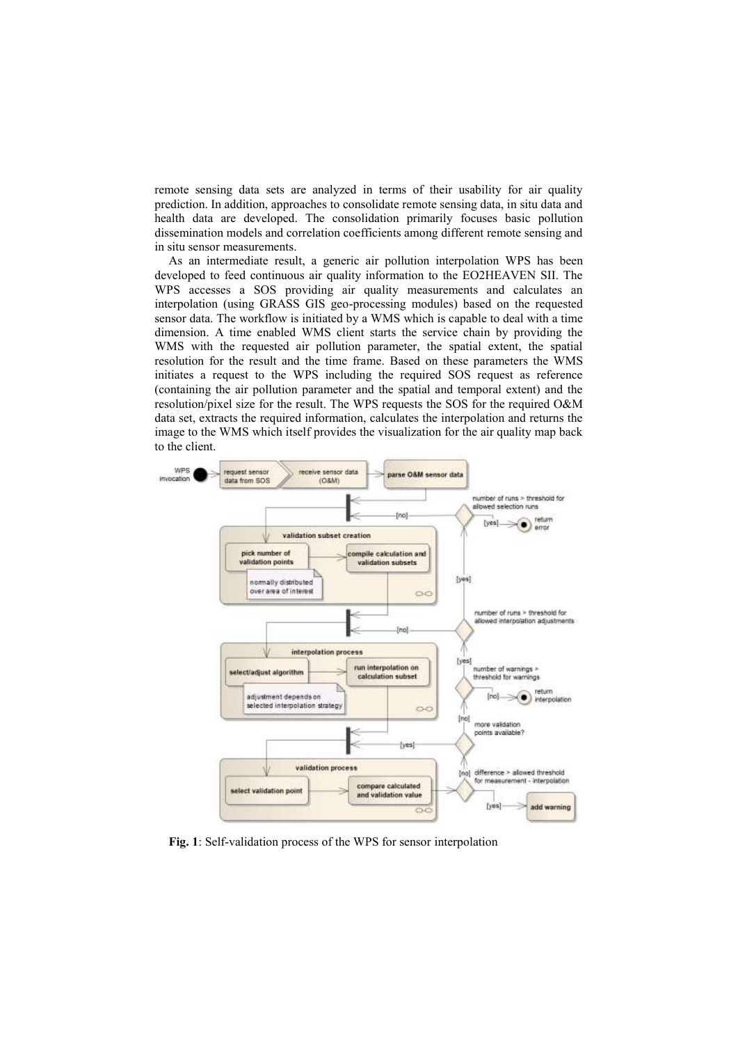remote sensing data sets are analyzed in terms of their usability for air quality prediction. In addition, approaches to consolidate remote sensing data, in situ data and health data are developed. The consolidation primarily focuses basic pollution dissemination models and correlation coefficients among different remote sensing and in situ sensor measurements.

As an intermediate result, a generic air pollution interpolation WPS has been developed to feed continuous air quality information to the EO2HEAVEN SII. The WPS accesses a SOS providing air quality measurements and calculates an interpolation (using GRASS GIS geo-processing modules) based on the requested sensor data. The workflow is initiated by a WMS which is capable to deal with a time dimension. A time enabled WMS client starts the service chain by providing the WMS with the requested air pollution parameter, the spatial extent, the spatial resolution for the result and the time frame. Based on these parameters the WMS initiates a request to the WPS including the required SOS request as reference (containing the air pollution parameter and the spatial and temporal extent) and the resolution/pixel size for the result. The WPS requests the SOS for the required O&M data set, extracts the required information, calculates the interpolation and returns the image to the WMS which itself provides the visualization for the air quality map back to the client.

**Fig. 1**: Self-validation process of the WPS for sensor interpolation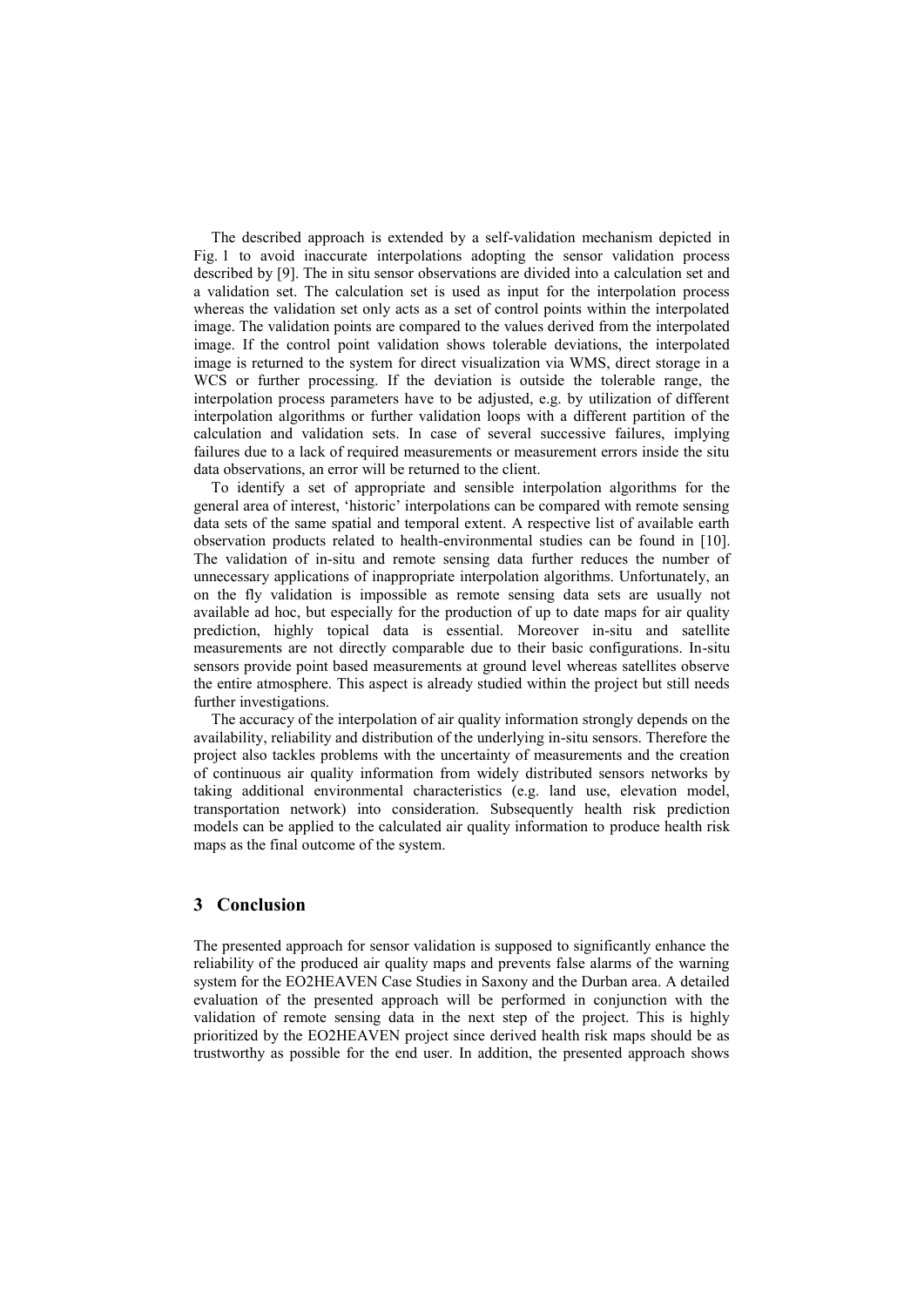The described approach is extended by a self-validation mechanism depicted in Fig. 1 to avoid inaccurate interpolations adopting the sensor validation process described by [9]. The in situ sensor observations are divided into a calculation set and a validation set. The calculation set is used as input for the interpolation process whereas the validation set only acts as a set of control points within the interpolated image. The validation points are compared to the values derived from the interpolated image. If the control point validation shows tolerable deviations, the interpolated image is returned to the system for direct visualization via WMS, direct storage in a WCS or further processing. If the deviation is outside the tolerable range, the interpolation process parameters have to be adjusted, e.g. by utilization of different interpolation algorithms or further validation loops with a different partition of the calculation and validation sets. In case of several successive failures, implying failures due to a lack of required measurements or measurement errors inside the situ data observations, an error will be returned to the client.

To identify a set of appropriate and sensible interpolation algorithms for the general area of interest, 'historic' interpolations can be compared with remote sensing data sets of the same spatial and temporal extent. A respective list of available earth observation products related to health-environmental studies can be found in [10]. The validation of in-situ and remote sensing data further reduces the number of unnecessary applications of inappropriate interpolation algorithms. Unfortunately, an on the fly validation is impossible as remote sensing data sets are usually not available ad hoc, but especially for the production of up to date maps for air quality prediction, highly topical data is essential. Moreover in-situ and satellite measurements are not directly comparable due to their basic configurations. In-situ sensors provide point based measurements at ground level whereas satellites observe the entire atmosphere. This aspect is already studied within the project but still needs further investigations.

The accuracy of the interpolation of air quality information strongly depends on the availability, reliability and distribution of the underlying in-situ sensors. Therefore the project also tackles problems with the uncertainty of measurements and the creation of continuous air quality information from widely distributed sensors networks by taking additional environmental characteristics (e.g. land use, elevation model, transportation network) into consideration. Subsequently health risk prediction models can be applied to the calculated air quality information to produce health risk maps as the final outcome of the system.

## 3 Conclusion

The presented approach for sensor validation is supposed to significantly enhance the reliability of the produced air quality maps and prevents false alarms of the warning system for the EO2HEAVEN Case Studies in Saxony and the Durban area. A detailed evaluation of the presented approach will be performed in conjunction with the validation of remote sensing data in the next step of the project. This is highly prioritized by the EO2HEAVEN project since derived health risk maps should be as trustworthy as possible for the end user. In addition, the presented approach shows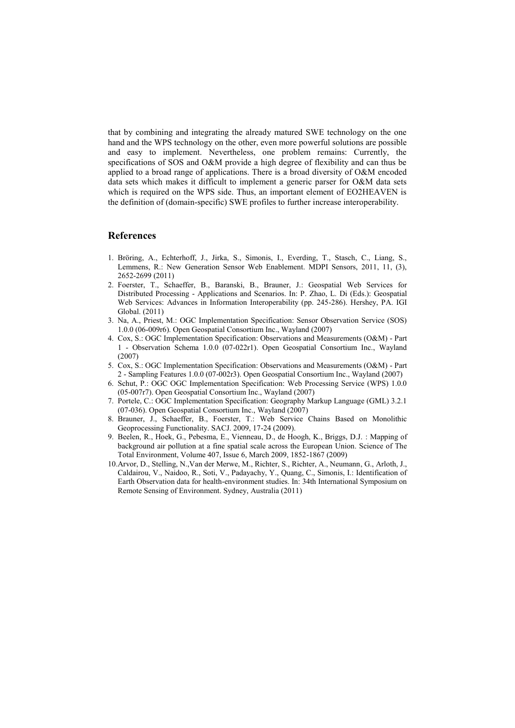that by combining and integrating the already matured SWE technology on the one hand and the WPS technology on the other, even more powerful solutions are possible and easy to implement. Nevertheless, one problem remains: Currently, the specifications of SOS and O&M provide a high degree of flexibility and can thus be applied to a broad range of applications. There is a broad diversity of O&M encoded data sets which makes it difficult to implement a generic parser for O&M data sets which is required on the WPS side. Thus, an important element of EO2HEAVEN is the definition of (domain-specific) SWE profiles to further increase interoperability.

## References

1. Bröring, A., Echterhoff, J., Jirka, S., Simonis, I., Everding, T., Stasch, C., Liang, S., Lemmens, R.: New Generation Sensor Web Enablement. MDPI Sensors, 2011, 11, (3), 2652-2699 (2011)
2. Foerster, T., Schaeffer, B., Baranski, B., Brauner, J.: Geospatial Web Services for Distributed Processing - Applications and Scenarios. In: P. Zhao, L. Di (Eds.): Geospatial Web Services: Advances in Information Interoperability (pp. 245-286). Hershey, PA. IGI Global. (2011)
3. Na, A., Priest, M.: OGC Implementation Specification: Sensor Observation Service (SOS) 1.0.0 (06-009r6). Open Geospatial Consortium Inc., Wayland (2007)
4. Cox, S.: OGC Implementation Specification: Observations and Measurements (O&M) - Part 1 - Observation Schema 1.0.0 (07-022r1). Open Geospatial Consortium Inc., Wayland (2007)
5. Cox, S.: OGC Implementation Specification: Observations and Measurements (O&M) - Part 2 - Sampling Features 1.0.0 (07-002r3). Open Geospatial Consortium Inc., Wayland (2007)
6. Schut, P.: OGC OGC Implementation Specification: Web Processing Service (WPS) 1.0.0 (05-007r7). Open Geospatial Consortium Inc., Wayland (2007)
7. Portele, C.: OGC Implementation Specification: Geography Markup Language (GML) 3.2.1 (07-036). Open Geospatial Consortium Inc., Wayland (2007)
8. Brauner, J., Schaeffer, B., Foerster, T.: Web Service Chains Based on Monolithic Geoprocessing Functionality. SACJ. 2009, 17-24 (2009).
9. Beelen, R., Hoek, G., Pebesma, E., Vienneau, D., de Hoogh, K., Briggs, D.J. : Mapping of background air pollution at a fine spatial scale across the European Union. Science of The Total Environment, Volume 407, Issue 6, March 2009, 1852-1867 (2009)
10. Arvor, D., Stelling, N.,Van der Merwe, M., Richter, S., Richter, A., Neumann, G., Arloth, J., Caldairou, V., Naidoo, R., Soti, V., Padayachy, Y., Quang, C., Simonis, I.: Identification of Earth Observation data for health-environment studies. In: 34th International Symposium on Remote Sensing of Environment. Sydney, Australia (2011)